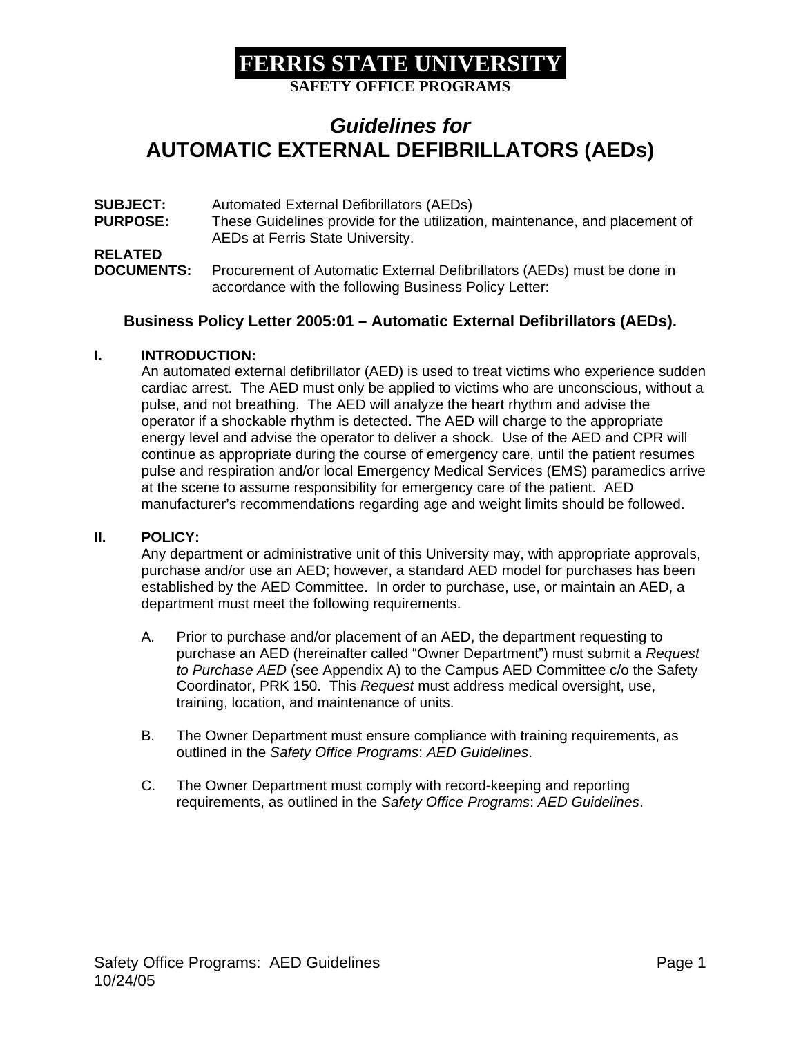# FERRIS STATE UNIVERSITY

**SAFETY OFFICE PROGRAMS**

## *Guidelines for*
## AUTOMATIC EXTERNAL DEFIBRILLATORS (AEDs)

**SUBJECT:** Automated External Defibrillators (AEDs)

**PURPOSE:** These Guidelines provide for the utilization, maintenance, and placement of AEDs at Ferris State University.

**RELATED DOCUMENTS:** Procurement of Automatic External Defibrillators (AEDs) must be done in accordance with the following Business Policy Letter:

**Business Policy Letter 2005:01 – Automatic External Defibrillators (AEDs).**

### I. INTRODUCTION:

An automated external defibrillator (AED) is used to treat victims who experience sudden cardiac arrest. The AED must only be applied to victims who are unconscious, without a pulse, and not breathing. The AED will analyze the heart rhythm and advise the operator if a shockable rhythm is detected. The AED will charge to the appropriate energy level and advise the operator to deliver a shock. Use of the AED and CPR will continue as appropriate during the course of emergency care, until the patient resumes pulse and respiration and/or local Emergency Medical Services (EMS) paramedics arrive at the scene to assume responsibility for emergency care of the patient. AED manufacturer's recommendations regarding age and weight limits should be followed.

### II. POLICY:

Any department or administrative unit of this University may, with appropriate approvals, purchase and/or use an AED; however, a standard AED model for purchases has been established by the AED Committee. In order to purchase, use, or maintain an AED, a department must meet the following requirements.

A. Prior to purchase and/or placement of an AED, the department requesting to purchase an AED (hereinafter called "Owner Department") must submit a *Request to Purchase AED* (see Appendix A) to the Campus AED Committee c/o the Safety Coordinator, PRK 150. This *Request* must address medical oversight, use, training, location, and maintenance of units.

B. The Owner Department must ensure compliance with training requirements, as outlined in the *Safety Office Programs*: *AED Guidelines*.

C. The Owner Department must comply with record-keeping and reporting requirements, as outlined in the *Safety Office Programs*: *AED Guidelines*.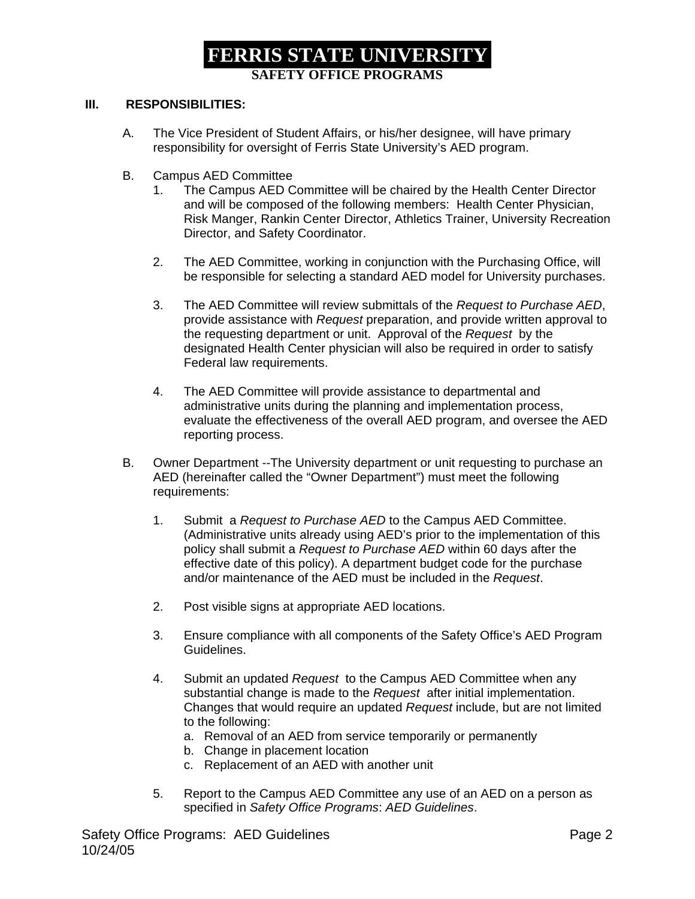### III. RESPONSIBILITIES:

A. The Vice President of Student Affairs, or his/her designee, will have primary responsibility for oversight of Ferris State University's AED program.

B. Campus AED Committee

1. The Campus AED Committee will be chaired by the Health Center Director and will be composed of the following members: Health Center Physician, Risk Manger, Rankin Center Director, Athletics Trainer, University Recreation Director, and Safety Coordinator.

2. The AED Committee, working in conjunction with the Purchasing Office, will be responsible for selecting a standard AED model for University purchases.

3. The AED Committee will review submittals of the *Request to Purchase AED*, provide assistance with *Request* preparation, and provide written approval to the requesting department or unit. Approval of the *Request* by the designated Health Center physician will also be required in order to satisfy Federal law requirements.

4. The AED Committee will provide assistance to departmental and administrative units during the planning and implementation process, evaluate the effectiveness of the overall AED program, and oversee the AED reporting process.

B. Owner Department --The University department or unit requesting to purchase an AED (hereinafter called the "Owner Department") must meet the following requirements:

1. Submit a *Request to Purchase AED* to the Campus AED Committee. (Administrative units already using AED's prior to the implementation of this policy shall submit a *Request to Purchase AED* within 60 days after the effective date of this policy). A department budget code for the purchase and/or maintenance of the AED must be included in the *Request*.

2. Post visible signs at appropriate AED locations.

3. Ensure compliance with all components of the Safety Office's AED Program Guidelines.

4. Submit an updated *Request* to the Campus AED Committee when any substantial change is made to the *Request* after initial implementation. Changes that would require an updated *Request* include, but are not limited to the following:
   a. Removal of an AED from service temporarily or permanently
   b. Change in placement location
   c. Replacement of an AED with another unit

5. Report to the Campus AED Committee any use of an AED on a person as specified in *Safety Office Programs*: *AED Guidelines*.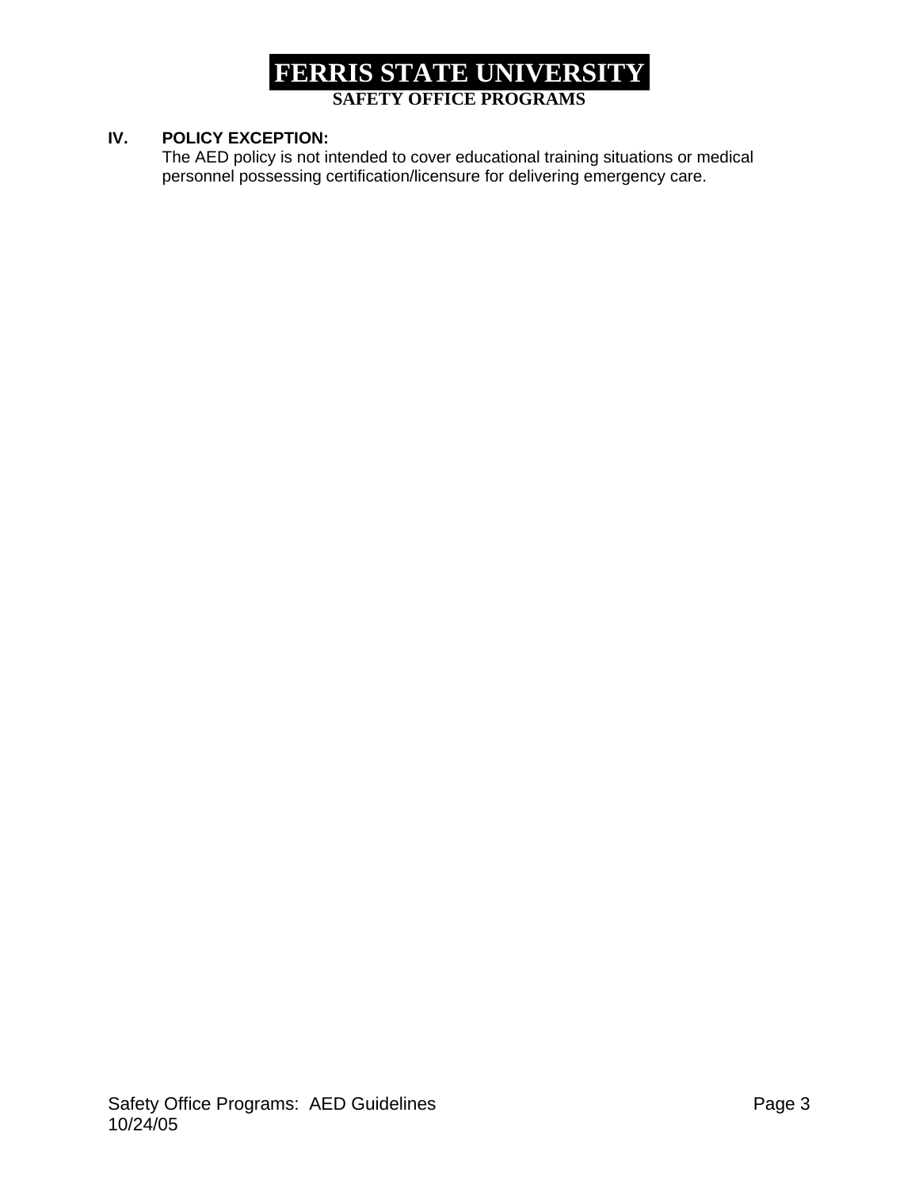**IV. POLICY EXCEPTION:**

The AED policy is not intended to cover educational training situations or medical personnel possessing certification/licensure for delivering emergency care.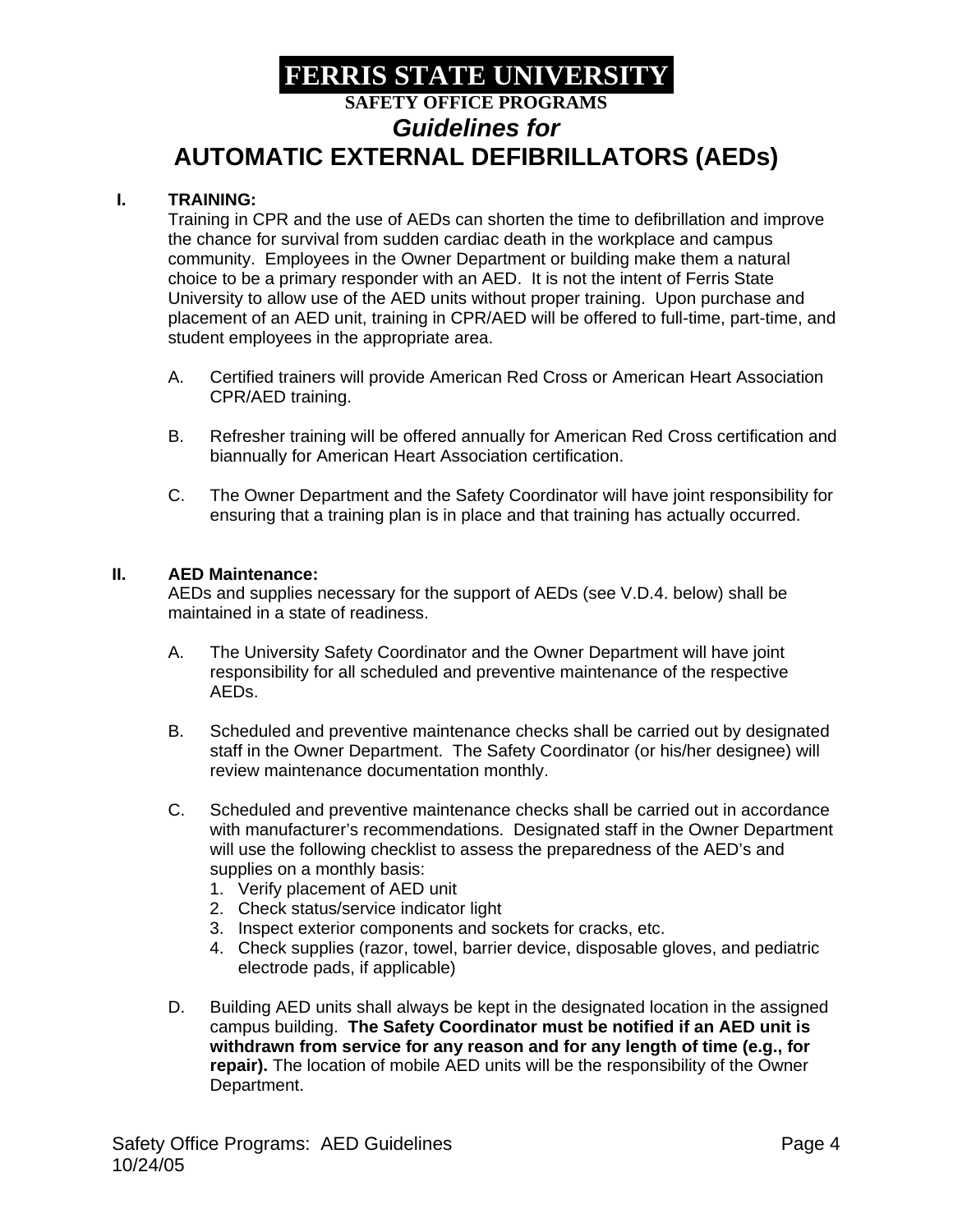# FERRIS STATE UNIVERSITY

**SAFETY OFFICE PROGRAMS**

***Guidelines for***

## AUTOMATIC EXTERNAL DEFIBRILLATORS (AEDs)

**I. TRAINING:**

Training in CPR and the use of AEDs can shorten the time to defibrillation and improve the chance for survival from sudden cardiac death in the workplace and campus community. Employees in the Owner Department or building make them a natural choice to be a primary responder with an AED. It is not the intent of Ferris State University to allow use of the AED units without proper training. Upon purchase and placement of an AED unit, training in CPR/AED will be offered to full-time, part-time, and student employees in the appropriate area.

A. Certified trainers will provide American Red Cross or American Heart Association CPR/AED training.

B. Refresher training will be offered annually for American Red Cross certification and biannually for American Heart Association certification.

C. The Owner Department and the Safety Coordinator will have joint responsibility for ensuring that a training plan is in place and that training has actually occurred.

**II. AED Maintenance:**

AEDs and supplies necessary for the support of AEDs (see V.D.4. below) shall be maintained in a state of readiness.

A. The University Safety Coordinator and the Owner Department will have joint responsibility for all scheduled and preventive maintenance of the respective AEDs.

B. Scheduled and preventive maintenance checks shall be carried out by designated staff in the Owner Department. The Safety Coordinator (or his/her designee) will review maintenance documentation monthly.

C. Scheduled and preventive maintenance checks shall be carried out in accordance with manufacturer's recommendations. Designated staff in the Owner Department will use the following checklist to assess the preparedness of the AED's and supplies on a monthly basis:

1. Verify placement of AED unit
2. Check status/service indicator light
3. Inspect exterior components and sockets for cracks, etc.
4. Check supplies (razor, towel, barrier device, disposable gloves, and pediatric electrode pads, if applicable)

D. Building AED units shall always be kept in the designated location in the assigned campus building. **The Safety Coordinator must be notified if an AED unit is withdrawn from service for any reason and for any length of time (e.g., for repair).** The location of mobile AED units will be the responsibility of the Owner Department.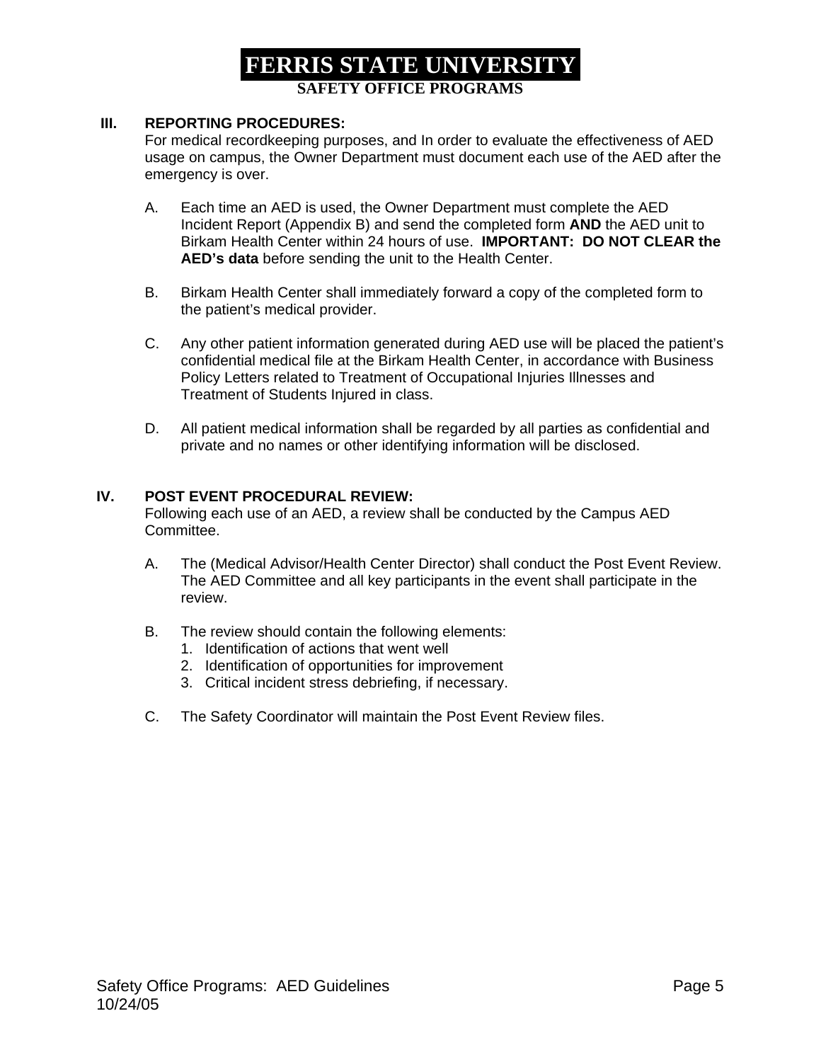## III. REPORTING PROCEDURES:

For medical recordkeeping purposes, and In order to evaluate the effectiveness of AED usage on campus, the Owner Department must document each use of the AED after the emergency is over.

A. Each time an AED is used, the Owner Department must complete the AED Incident Report (Appendix B) and send the completed form **AND** the AED unit to Birkam Health Center within 24 hours of use. **IMPORTANT: DO NOT CLEAR the AED's data** before sending the unit to the Health Center.

B. Birkam Health Center shall immediately forward a copy of the completed form to the patient's medical provider.

C. Any other patient information generated during AED use will be placed the patient's confidential medical file at the Birkam Health Center, in accordance with Business Policy Letters related to Treatment of Occupational Injuries Illnesses and Treatment of Students Injured in class.

D. All patient medical information shall be regarded by all parties as confidential and private and no names or other identifying information will be disclosed.

## IV. POST EVENT PROCEDURAL REVIEW:

Following each use of an AED, a review shall be conducted by the Campus AED Committee.

A. The (Medical Advisor/Health Center Director) shall conduct the Post Event Review. The AED Committee and all key participants in the event shall participate in the review.

B. The review should contain the following elements:
   1. Identification of actions that went well
   2. Identification of opportunities for improvement
   3. Critical incident stress debriefing, if necessary.

C. The Safety Coordinator will maintain the Post Event Review files.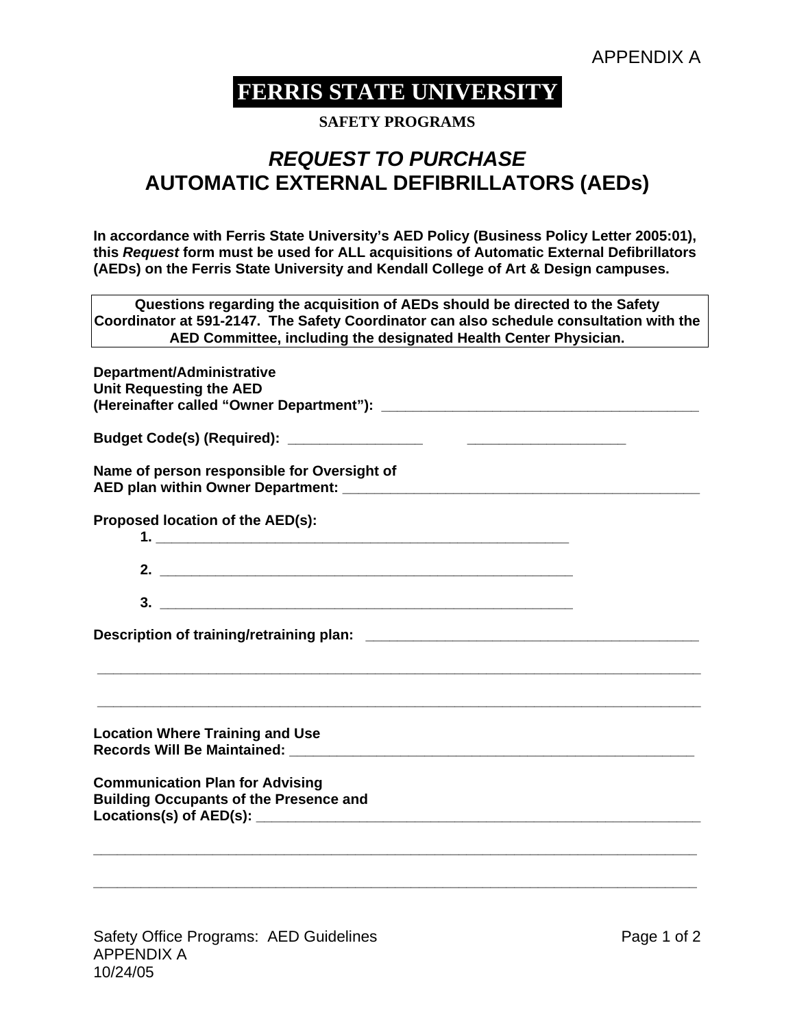APPENDIX A

# FERRIS STATE UNIVERSITY

**SAFETY PROGRAMS**

## *REQUEST TO PURCHASE*
## AUTOMATIC EXTERNAL DEFIBRILLATORS (AEDs)

**In accordance with Ferris State University's AED Policy (Business Policy Letter 2005:01), this *Request* form must be used for ALL acquisitions of Automatic External Defibrillators (AEDs) on the Ferris State University and Kendall College of Art & Design campuses.**

| **Questions regarding the acquisition of AEDs should be directed to the Safety Coordinator at 591-2147. The Safety Coordinator can also schedule consultation with the AED Committee, including the designated Health Center Physician.** |
|---|

**Department/Administrative**
**Unit Requesting the AED**
**(Hereinafter called "Owner Department"):** ________________________________________

**Budget Code(s) (Required):** _________________ ____________________

**Name of person responsible for Oversight of**
**AED plan within Owner Department:** ______________________________________________

**Proposed location of the AED(s):**

1. ______________________________________________________
2. ______________________________________________________
3. ______________________________________________________

**Description of training/retraining plan:** ________________________________________

______________________________________________________________________________

______________________________________________________________________________

**Location Where Training and Use**
**Records Will Be Maintained:** _____________________________________________________

**Communication Plan for Advising**
**Building Occupants of the Presence and**
**Locations(s) of AED(s):** ________________________________________________________

______________________________________________________________________________

______________________________________________________________________________

Safety Office Programs: AED Guidelines
APPENDIX A
10/24/05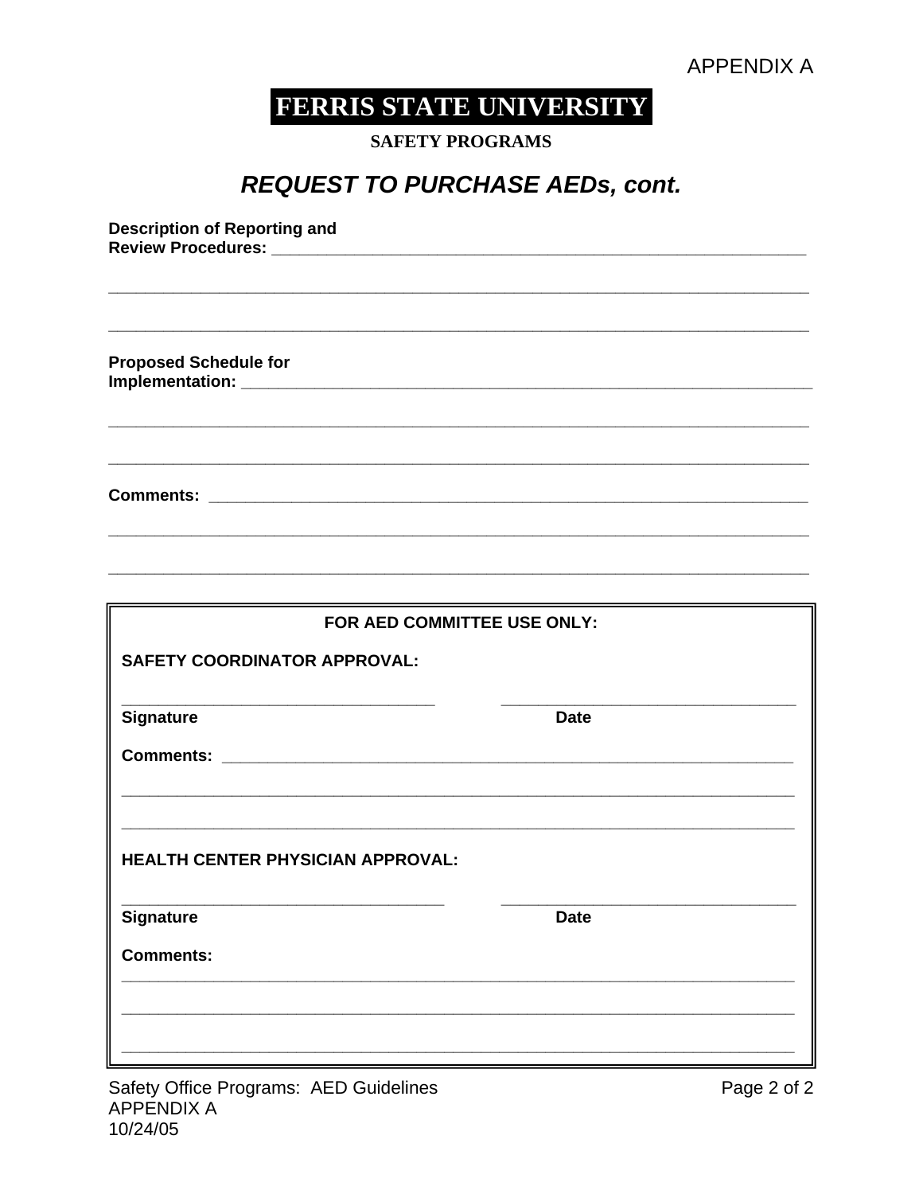APPENDIX A

# FERRIS STATE UNIVERSITY

**SAFETY PROGRAMS**

## *REQUEST TO PURCHASE AEDs, cont.*

**Description of Reporting and Review Procedures:** ______________________________________________________________

______________________________________________________________________________

______________________________________________________________________________

**Proposed Schedule for Implementation:** ______________________________________________________________

______________________________________________________________________________

______________________________________________________________________________

**Comments:** ______________________________________________________________________

______________________________________________________________________________

______________________________________________________________________________

---

**FOR AED COMMITTEE USE ONLY:**

**SAFETY COORDINATOR APPROVAL:**

____________________________________ ____________________________________

**Signature** **Date**

**Comments:** ______________________________________________________________________

______________________________________________________________________________

______________________________________________________________________________

**HEALTH CENTER PHYSICIAN APPROVAL:**

____________________________________ ____________________________________

**Signature** **Date**

**Comments:**

______________________________________________________________________________

______________________________________________________________________________

______________________________________________________________________________

---

Safety Office Programs: AED Guidelines
APPENDIX A
10/24/05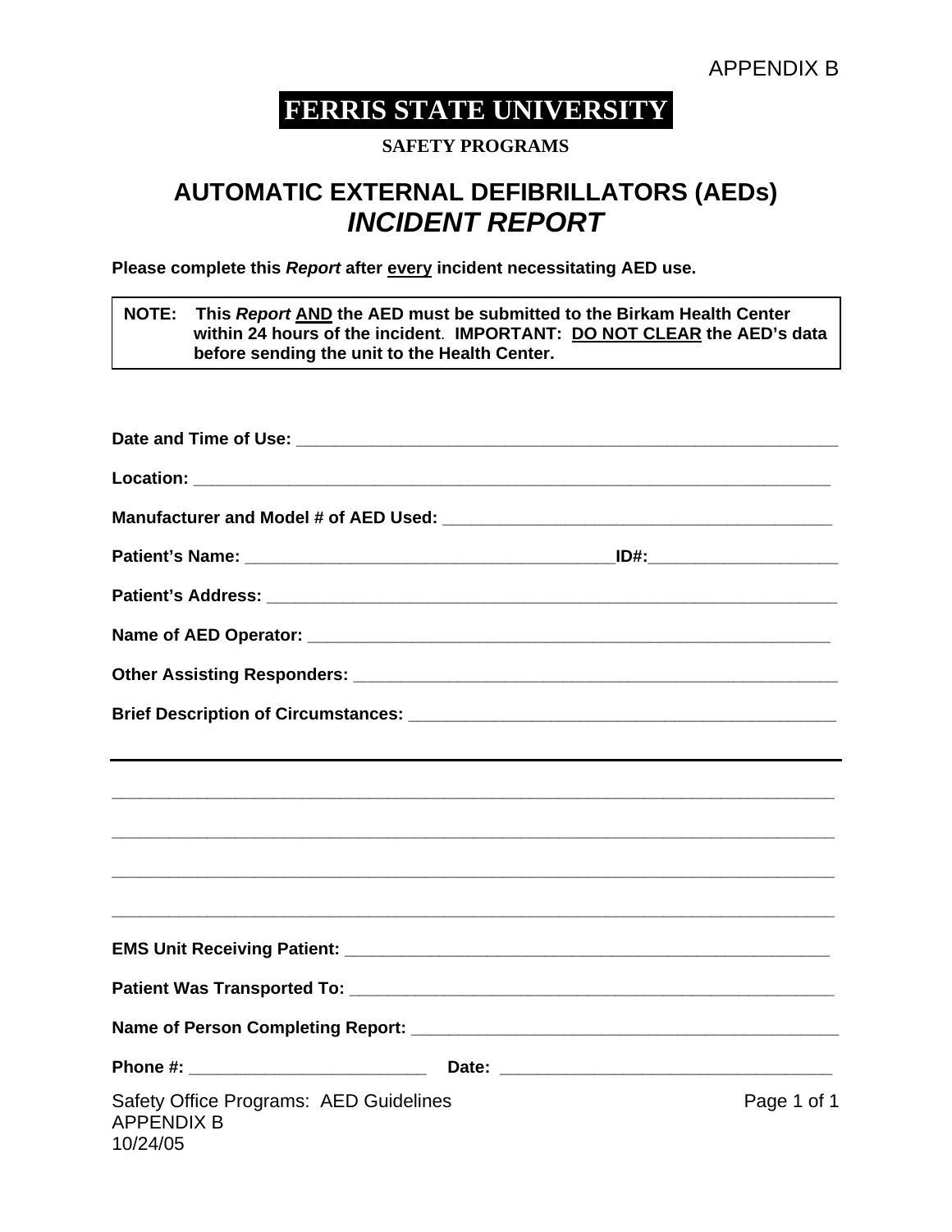APPENDIX B

# FERRIS STATE UNIVERSITY

**SAFETY PROGRAMS**

## AUTOMATIC EXTERNAL DEFIBRILLATORS (AEDs)
## *INCIDENT REPORT*

**Please complete this *Report* after every incident necessitating AED use.**

> **NOTE: This *Report* AND the AED must be submitted to the Birkam Health Center within 24 hours of the incident. IMPORTANT: DO NOT CLEAR the AED's data before sending the unit to the Health Center.**

**Date and Time of Use:** ____________________________________________________________

**Location:** ________________________________________________________________________

**Manufacturer and Model # of AED Used:** __________________________________________

**Patient's Name:** ________________________________________ **ID#:** ____________________

**Patient's Address:** ________________________________________________________________

**Name of AED Operator:** ____________________________________________________________

**Other Assisting Responders:** ______________________________________________________

**Brief Description of Circumstances:** ______________________________________________

_____________________________________________________________________________

_____________________________________________________________________________

_____________________________________________________________________________

_____________________________________________________________________________

_____________________________________________________________________________

**EMS Unit Receiving Patient:** ______________________________________________________

**Patient Was Transported To:** ______________________________________________________

**Name of Person Completing Report:** _______________________________________________

**Phone #:** _________________________ **Date:** ____________________________________

Safety Office Programs: AED Guidelines
APPENDIX B
10/24/05